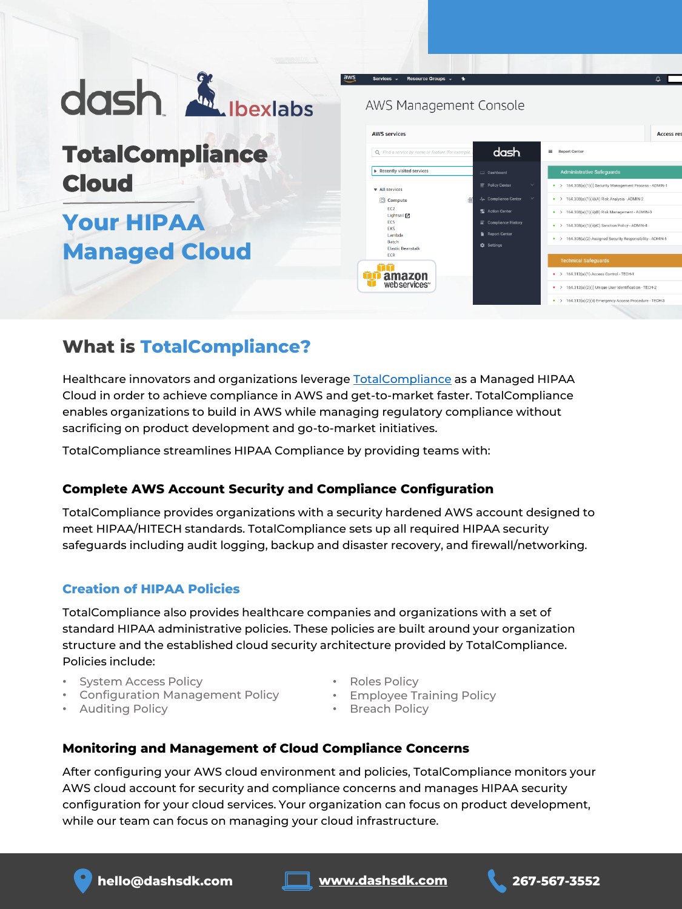# TotalCompliance Cloud

## Your HIPAA Managed Cloud

## What is TotalCompliance?

Healthcare innovators and organizations leverage TotalCompliance as a Managed HIPAA Cloud in order to achieve compliance in AWS and get-to-market faster. TotalCompliance enables organizations to build in AWS while managing regulatory compliance without sacrificing on product development and go-to-market initiatives.

TotalCompliance streamlines HIPAA Compliance by providing teams with:

### Complete AWS Account Security and Compliance Configuration

TotalCompliance provides organizations with a security hardened AWS account designed to meet HIPAA/HITECH standards. TotalCompliance sets up all required HIPAA security safeguards including audit logging, backup and disaster recovery, and firewall/networking.

### Creation of HIPAA Policies

TotalCompliance also provides healthcare companies and organizations with a set of standard HIPAA administrative policies. These policies are built around your organization structure and the established cloud security architecture provided by TotalCompliance. Policies include:

- System Access Policy
- Configuration Management Policy
- Auditing Policy
- Roles Policy
- Employee Training Policy
- Breach Policy

### Monitoring and Management of Cloud Compliance Concerns

After configuring your AWS cloud environment and policies, TotalCompliance monitors your AWS cloud account for security and compliance concerns and manages HIPAA security configuration for your cloud services. Your organization can focus on product development, while our team can focus on managing your cloud infrastructure.

hello@dashsdk.com | www.dashsdk.com | 267-567-3552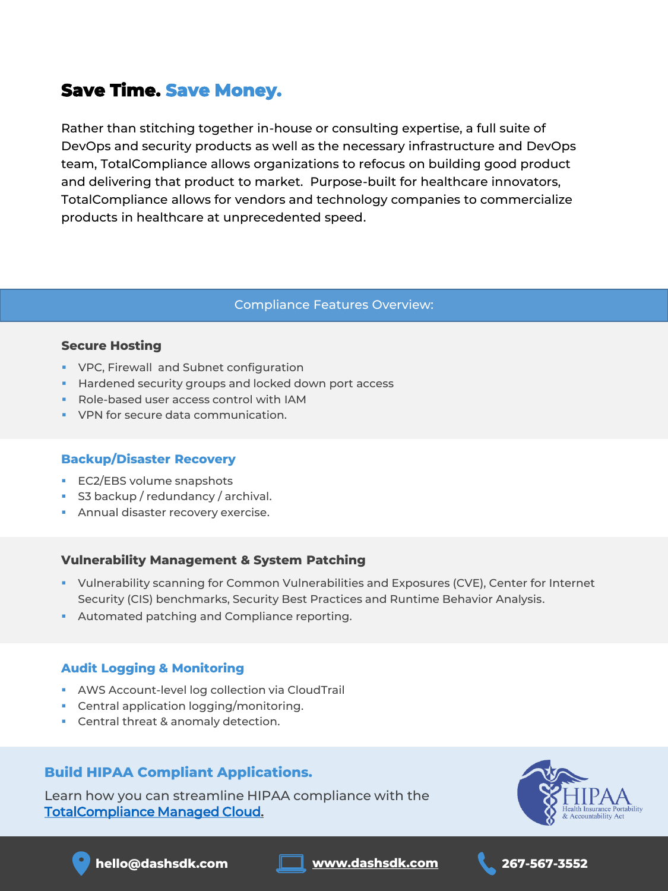## Save Time. Save Money.

Rather than stitching together in-house or consulting expertise, a full suite of DevOps and security products as well as the necessary infrastructure and DevOps team, TotalCompliance allows organizations to refocus on building good product and delivering that product to market. Purpose-built for healthcare innovators, TotalCompliance allows for vendors and technology companies to commercialize products in healthcare at unprecedented speed.

## Compliance Features Overview:

### Secure Hosting

- VPC, Firewall and Subnet configuration
- Hardened security groups and locked down port access
- Role-based user access control with IAM
- VPN for secure data communication.

### Backup/Disaster Recovery

- EC2/EBS volume snapshots
- S3 backup / redundancy / archival.
- Annual disaster recovery exercise.

### Vulnerability Management & System Patching

- Vulnerability scanning for Common Vulnerabilities and Exposures (CVE), Center for Internet Security (CIS) benchmarks, Security Best Practices and Runtime Behavior Analysis.
- Automated patching and Compliance reporting.

### Audit Logging & Monitoring

- AWS Account-level log collection via CloudTrail
- Central application logging/monitoring.
- Central threat & anomaly detection.

## Build HIPAA Compliant Applications.

Learn how you can streamline HIPAA compliance with the TotalCompliance Managed Cloud.

HIPAA
Health Insurance Portability & Accountability Act

hello@dashsdk.com www.dashsdk.com 267-567-3552